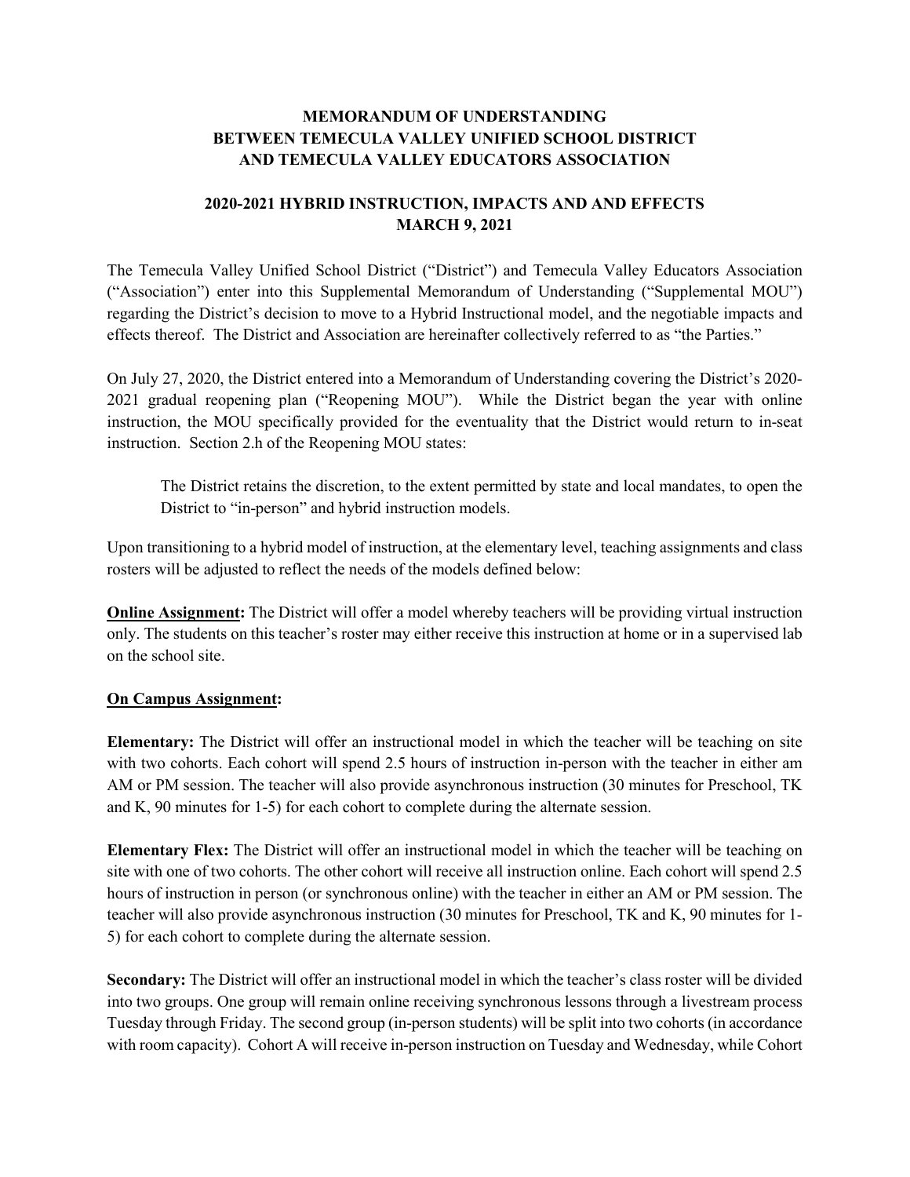# MEMORANDUM OF UNDERSTANDING BETWEEN TEMECULA VALLEY UNIFIED SCHOOL DISTRICT AND TEMECULA VALLEY EDUCATORS ASSOCIATION

## 2020-2021 HYBRID INSTRUCTION, IMPACTS AND AND EFFECTS MARCH 9, 2021

The Temecula Valley Unified School District ("District") and Temecula Valley Educators Association ("Association") enter into this Supplemental Memorandum of Understanding ("Supplemental MOU") regarding the District's decision to move to a Hybrid Instructional model, and the negotiable impacts and effects thereof. The District and Association are hereinafter collectively referred to as "the Parties."

On July 27, 2020, the District entered into a Memorandum of Understanding covering the District's 2020-2021 gradual reopening plan ("Reopening MOU"). While the District began the year with online instruction, the MOU specifically provided for the eventuality that the District would return to in-seat instruction. Section 2.h of the Reopening MOU states:

> The District retains the discretion, to the extent permitted by state and local mandates, to open the District to "in-person" and hybrid instruction models.

Upon transitioning to a hybrid model of instruction, at the elementary level, teaching assignments and class rosters will be adjusted to reflect the needs of the models defined below:

**<u>Online Assignment</u>:** The District will offer a model whereby teachers will be providing virtual instruction only. The students on this teacher's roster may either receive this instruction at home or in a supervised lab on the school site.

**<u>On Campus Assignment</u>:**

**Elementary:** The District will offer an instructional model in which the teacher will be teaching on site with two cohorts. Each cohort will spend 2.5 hours of instruction in-person with the teacher in either am AM or PM session. The teacher will also provide asynchronous instruction (30 minutes for Preschool, TK and K, 90 minutes for 1-5) for each cohort to complete during the alternate session.

**Elementary Flex:** The District will offer an instructional model in which the teacher will be teaching on site with one of two cohorts. The other cohort will receive all instruction online. Each cohort will spend 2.5 hours of instruction in person (or synchronous online) with the teacher in either an AM or PM session. The teacher will also provide asynchronous instruction (30 minutes for Preschool, TK and K, 90 minutes for 1-5) for each cohort to complete during the alternate session.

**Secondary:** The District will offer an instructional model in which the teacher's class roster will be divided into two groups. One group will remain online receiving synchronous lessons through a livestream process Tuesday through Friday. The second group (in-person students) will be split into two cohorts (in accordance with room capacity). Cohort A will receive in-person instruction on Tuesday and Wednesday, while Cohort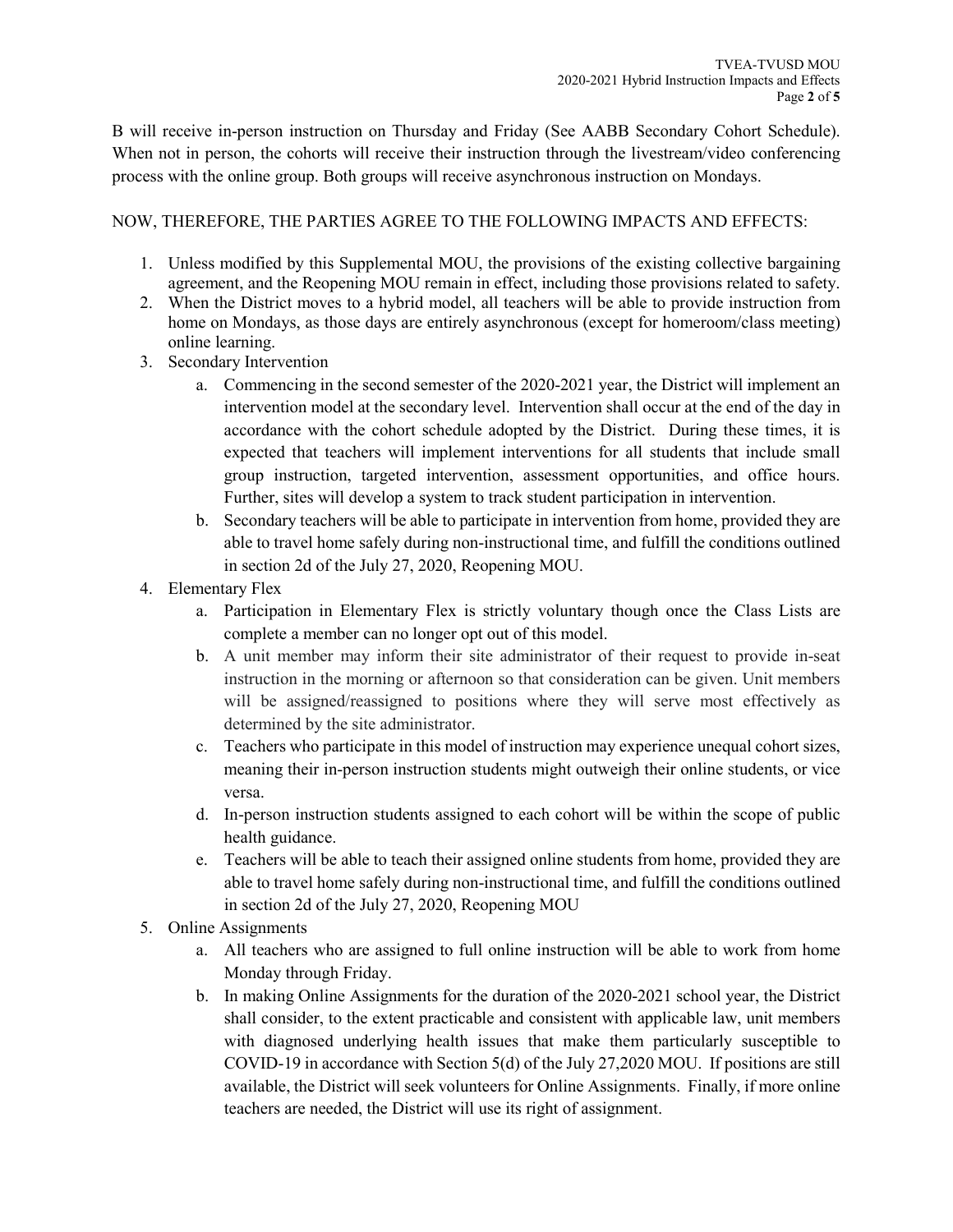B will receive in-person instruction on Thursday and Friday (See AABB Secondary Cohort Schedule). When not in person, the cohorts will receive their instruction through the livestream/video conferencing process with the online group. Both groups will receive asynchronous instruction on Mondays.

NOW, THEREFORE, THE PARTIES AGREE TO THE FOLLOWING IMPACTS AND EFFECTS:

1. Unless modified by this Supplemental MOU, the provisions of the existing collective bargaining agreement, and the Reopening MOU remain in effect, including those provisions related to safety.
2. When the District moves to a hybrid model, all teachers will be able to provide instruction from home on Mondays, as those days are entirely asynchronous (except for homeroom/class meeting) online learning.
3. Secondary Intervention
    a. Commencing in the second semester of the 2020-2021 year, the District will implement an intervention model at the secondary level. Intervention shall occur at the end of the day in accordance with the cohort schedule adopted by the District. During these times, it is expected that teachers will implement interventions for all students that include small group instruction, targeted intervention, assessment opportunities, and office hours. Further, sites will develop a system to track student participation in intervention.
    b. Secondary teachers will be able to participate in intervention from home, provided they are able to travel home safely during non-instructional time, and fulfill the conditions outlined in section 2d of the July 27, 2020, Reopening MOU.
4. Elementary Flex
    a. Participation in Elementary Flex is strictly voluntary though once the Class Lists are complete a member can no longer opt out of this model.
    b. A unit member may inform their site administrator of their request to provide in-seat instruction in the morning or afternoon so that consideration can be given. Unit members will be assigned/reassigned to positions where they will serve most effectively as determined by the site administrator.
    c. Teachers who participate in this model of instruction may experience unequal cohort sizes, meaning their in-person instruction students might outweigh their online students, or vice versa.
    d. In-person instruction students assigned to each cohort will be within the scope of public health guidance.
    e. Teachers will be able to teach their assigned online students from home, provided they are able to travel home safely during non-instructional time, and fulfill the conditions outlined in section 2d of the July 27, 2020, Reopening MOU
5. Online Assignments
    a. All teachers who are assigned to full online instruction will be able to work from home Monday through Friday.
    b. In making Online Assignments for the duration of the 2020-2021 school year, the District shall consider, to the extent practicable and consistent with applicable law, unit members with diagnosed underlying health issues that make them particularly susceptible to COVID-19 in accordance with Section 5(d) of the July 27,2020 MOU. If positions are still available, the District will seek volunteers for Online Assignments. Finally, if more online teachers are needed, the District will use its right of assignment.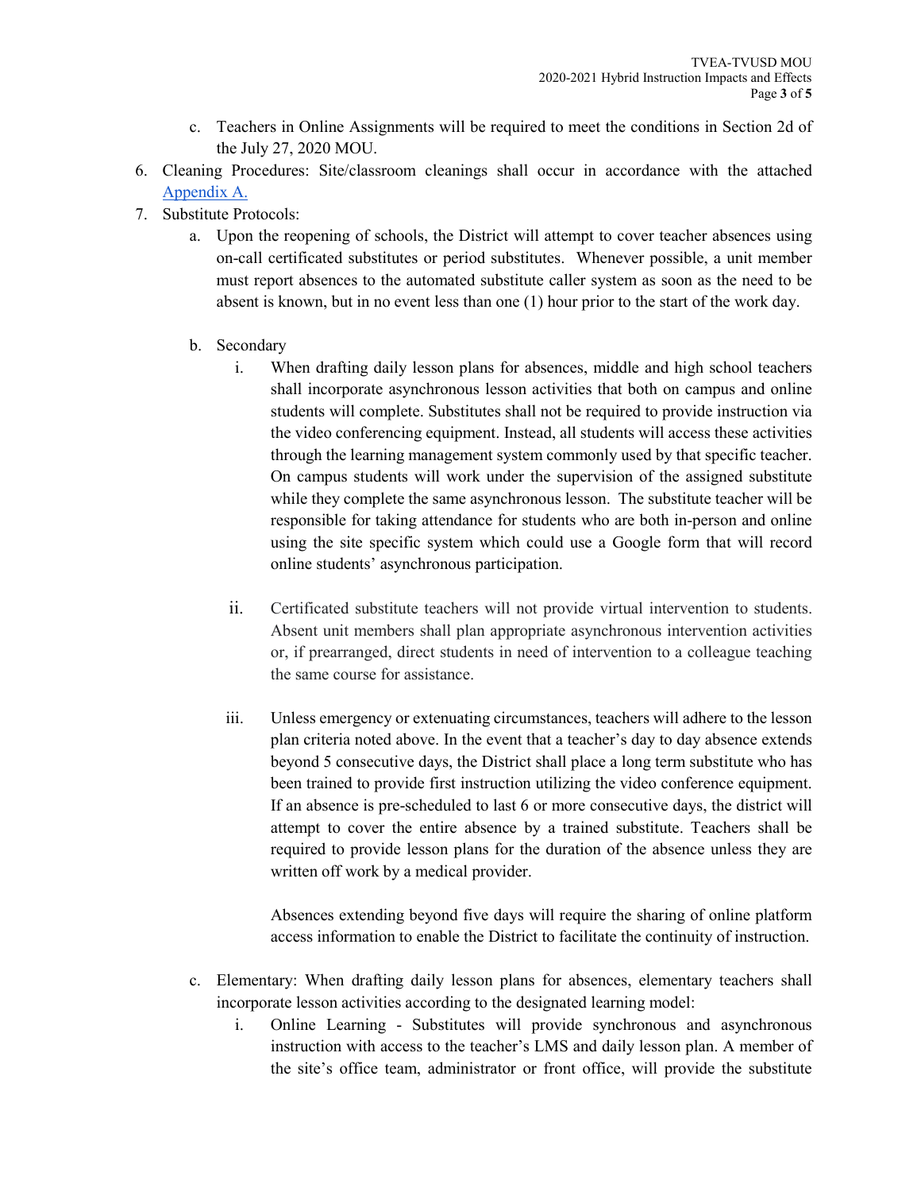c. Teachers in Online Assignments will be required to meet the conditions in Section 2d of the July 27, 2020 MOU.

6. Cleaning Procedures: Site/classroom cleanings shall occur in accordance with the attached Appendix A.
7. Substitute Protocols:
   a. Upon the reopening of schools, the District will attempt to cover teacher absences using on-call certificated substitutes or period substitutes. Whenever possible, a unit member must report absences to the automated substitute caller system as soon as the need to be absent is known, but in no event less than one (1) hour prior to the start of the work day.

   b. Secondary
      i. When drafting daily lesson plans for absences, middle and high school teachers shall incorporate asynchronous lesson activities that both on campus and online students will complete. Substitutes shall not be required to provide instruction via the video conferencing equipment. Instead, all students will access these activities through the learning management system commonly used by that specific teacher. On campus students will work under the supervision of the assigned substitute while they complete the same asynchronous lesson. The substitute teacher will be responsible for taking attendance for students who are both in-person and online using the site specific system which could use a Google form that will record online students' asynchronous participation.

      ii. Certificated substitute teachers will not provide virtual intervention to students. Absent unit members shall plan appropriate asynchronous intervention activities or, if prearranged, direct students in need of intervention to a colleague teaching the same course for assistance.

      iii. Unless emergency or extenuating circumstances, teachers will adhere to the lesson plan criteria noted above. In the event that a teacher's day to day absence extends beyond 5 consecutive days, the District shall place a long term substitute who has been trained to provide first instruction utilizing the video conference equipment. If an absence is pre-scheduled to last 6 or more consecutive days, the district will attempt to cover the entire absence by a trained substitute. Teachers shall be required to provide lesson plans for the duration of the absence unless they are written off work by a medical provider.

         Absences extending beyond five days will require the sharing of online platform access information to enable the District to facilitate the continuity of instruction.

   c. Elementary: When drafting daily lesson plans for absences, elementary teachers shall incorporate lesson activities according to the designated learning model:
      i. Online Learning - Substitutes will provide synchronous and asynchronous instruction with access to the teacher's LMS and daily lesson plan. A member of the site's office team, administrator or front office, will provide the substitute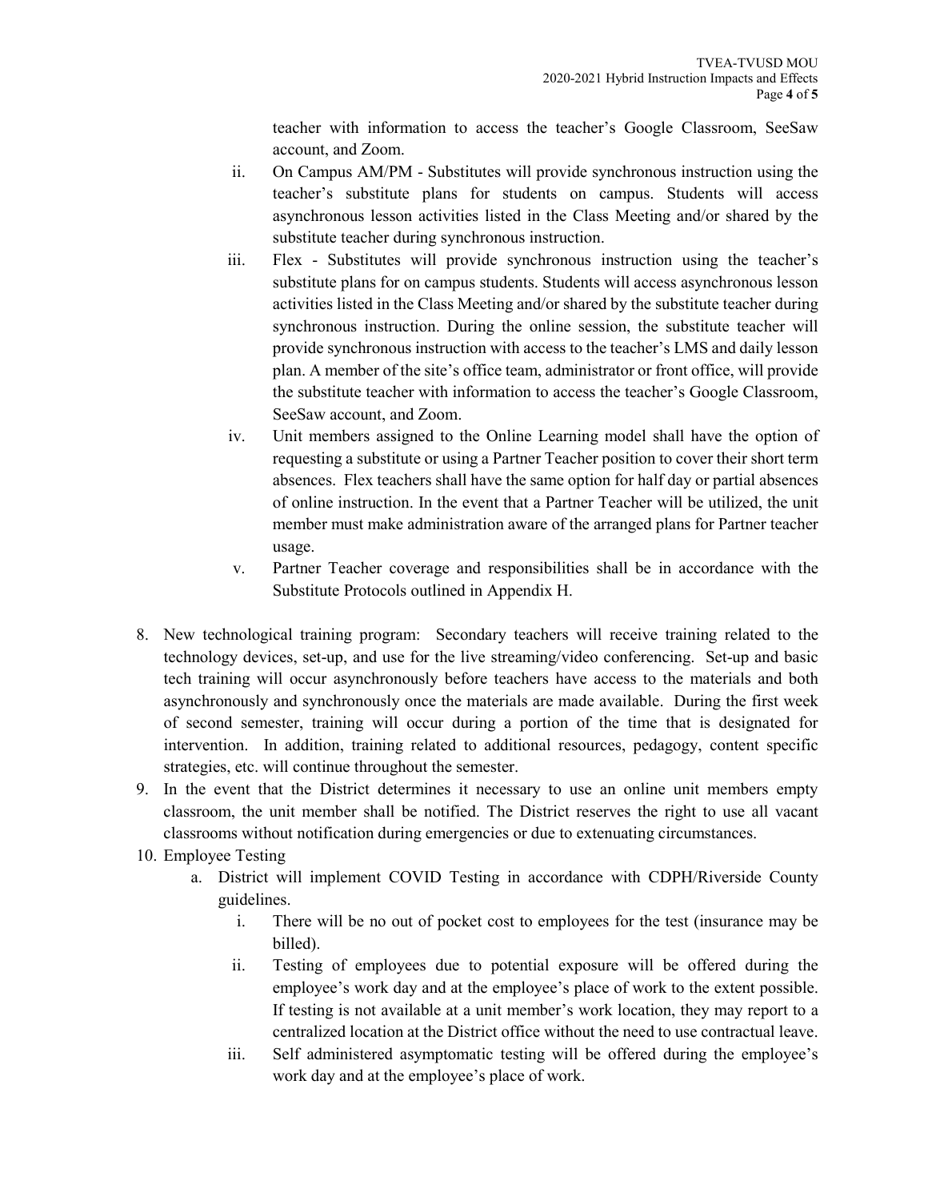teacher with information to access the teacher's Google Classroom, SeeSaw account, and Zoom.

  - ii. On Campus AM/PM - Substitutes will provide synchronous instruction using the teacher's substitute plans for students on campus. Students will access asynchronous lesson activities listed in the Class Meeting and/or shared by the substitute teacher during synchronous instruction.
  - iii. Flex - Substitutes will provide synchronous instruction using the teacher's substitute plans for on campus students. Students will access asynchronous lesson activities listed in the Class Meeting and/or shared by the substitute teacher during synchronous instruction. During the online session, the substitute teacher will provide synchronous instruction with access to the teacher's LMS and daily lesson plan. A member of the site's office team, administrator or front office, will provide the substitute teacher with information to access the teacher's Google Classroom, SeeSaw account, and Zoom.
  - iv. Unit members assigned to the Online Learning model shall have the option of requesting a substitute or using a Partner Teacher position to cover their short term absences. Flex teachers shall have the same option for half day or partial absences of online instruction. In the event that a Partner Teacher will be utilized, the unit member must make administration aware of the arranged plans for Partner teacher usage.
  - v. Partner Teacher coverage and responsibilities shall be in accordance with the Substitute Protocols outlined in Appendix H.

8. New technological training program: Secondary teachers will receive training related to the technology devices, set-up, and use for the live streaming/video conferencing. Set-up and basic tech training will occur asynchronously before teachers have access to the materials and both asynchronously and synchronously once the materials are made available. During the first week of second semester, training will occur during a portion of the time that is designated for intervention. In addition, training related to additional resources, pedagogy, content specific strategies, etc. will continue throughout the semester.
9. In the event that the District determines it necessary to use an online unit members empty classroom, the unit member shall be notified. The District reserves the right to use all vacant classrooms without notification during emergencies or due to extenuating circumstances.
10. Employee Testing
    - a. District will implement COVID Testing in accordance with CDPH/Riverside County guidelines.
        - i. There will be no out of pocket cost to employees for the test (insurance may be billed).
        - ii. Testing of employees due to potential exposure will be offered during the employee's work day and at the employee's place of work to the extent possible. If testing is not available at a unit member's work location, they may report to a centralized location at the District office without the need to use contractual leave.
        - iii. Self administered asymptomatic testing will be offered during the employee's work day and at the employee's place of work.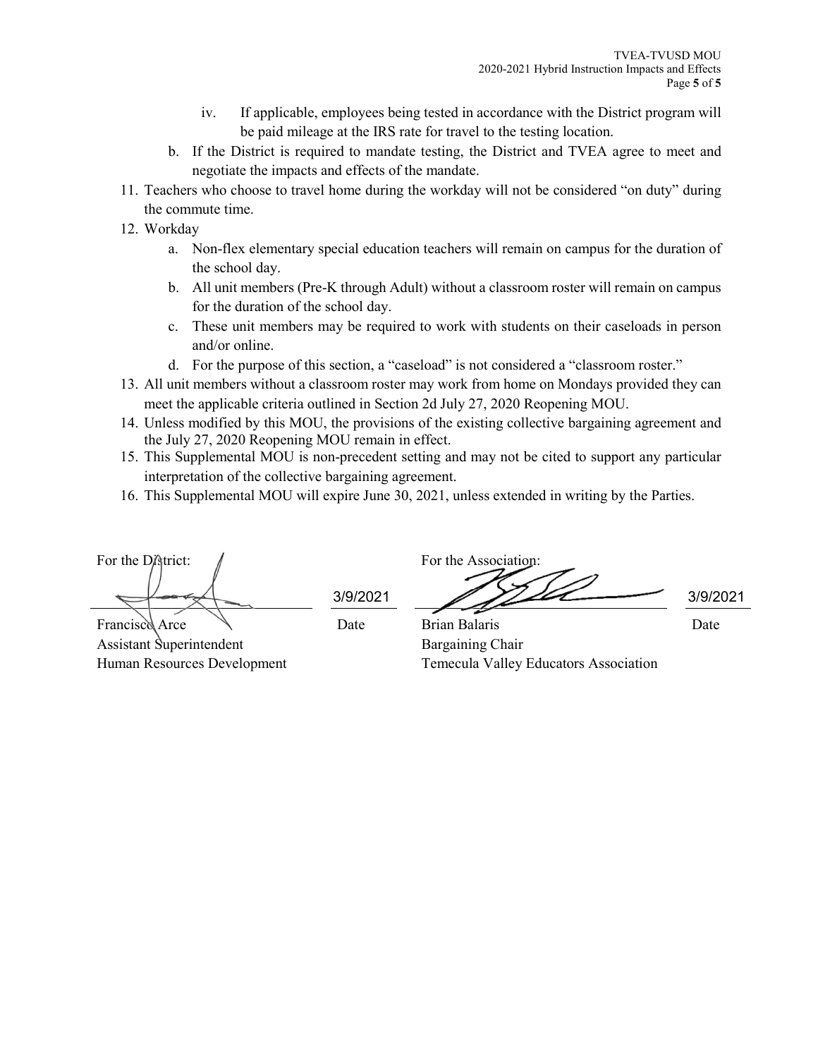iv. If applicable, employees being tested in accordance with the District program will be paid mileage at the IRS rate for travel to the testing location.

   b. If the District is required to mandate testing, the District and TVEA agree to meet and negotiate the impacts and effects of the mandate.

11. Teachers who choose to travel home during the workday will not be considered "on duty" during the commute time.
12. Workday
    a. Non-flex elementary special education teachers will remain on campus for the duration of the school day.
    b. All unit members (Pre-K through Adult) without a classroom roster will remain on campus for the duration of the school day.
    c. These unit members may be required to work with students on their caseloads in person and/or online.
    d. For the purpose of this section, a "caseload" is not considered a "classroom roster."
13. All unit members without a classroom roster may work from home on Mondays provided they can meet the applicable criteria outlined in Section 2d July 27, 2020 Reopening MOU.
14. Unless modified by this MOU, the provisions of the existing collective bargaining agreement and the July 27, 2020 Reopening MOU remain in effect.
15. This Supplemental MOU is non-precedent setting and may not be cited to support any particular interpretation of the collective bargaining agreement.
16. This Supplemental MOU will expire June 30, 2021, unless extended in writing by the Parties.

For the District:

3/9/2021

Francisco Arce — Date
Assistant Superintendent
Human Resources Development

For the Association:

3/9/2021

Brian Balaris — Date
Bargaining Chair
Temecula Valley Educators Association